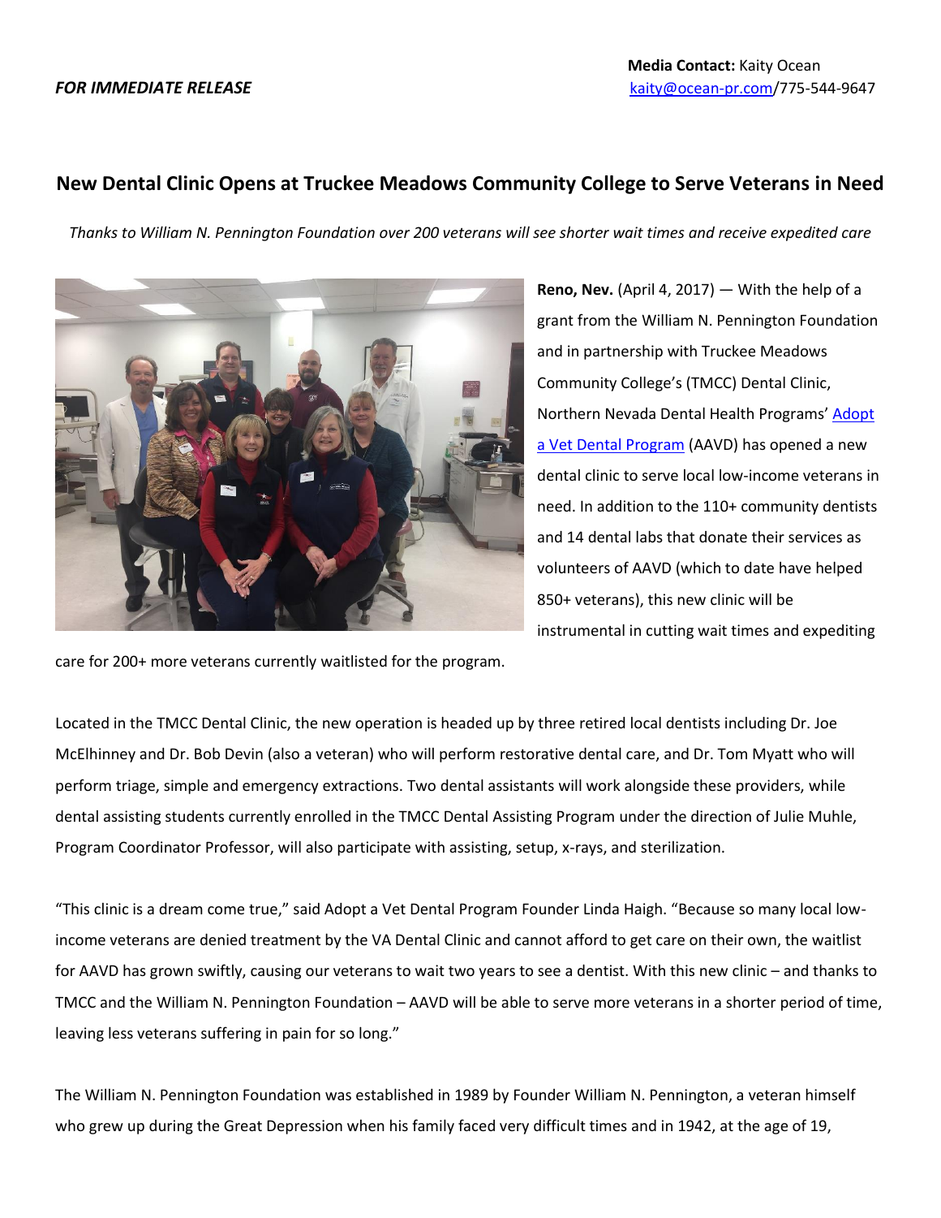**Media Contact:** Kaity Ocean
*FOR IMMEDIATE RELEASE* kaity@ocean-pr.com/775-544-9647

# New Dental Clinic Opens at Truckee Meadows Community College to Serve Veterans in Need

*Thanks to William N. Pennington Foundation over 200 veterans will see shorter wait times and receive expedited care*

**Reno, Nev.** (April 4, 2017) — With the help of a grant from the William N. Pennington Foundation and in partnership with Truckee Meadows Community College's (TMCC) Dental Clinic, Northern Nevada Dental Health Programs' Adopt a Vet Dental Program (AAVD) has opened a new dental clinic to serve local low-income veterans in need. In addition to the 110+ community dentists and 14 dental labs that donate their services as volunteers of AAVD (which to date have helped 850+ veterans), this new clinic will be instrumental in cutting wait times and expediting care for 200+ more veterans currently waitlisted for the program.

Located in the TMCC Dental Clinic, the new operation is headed up by three retired local dentists including Dr. Joe McElhinney and Dr. Bob Devin (also a veteran) who will perform restorative dental care, and Dr. Tom Myatt who will perform triage, simple and emergency extractions. Two dental assistants will work alongside these providers, while dental assisting students currently enrolled in the TMCC Dental Assisting Program under the direction of Julie Muhle, Program Coordinator Professor, will also participate with assisting, setup, x-rays, and sterilization.

"This clinic is a dream come true," said Adopt a Vet Dental Program Founder Linda Haigh. "Because so many local low-income veterans are denied treatment by the VA Dental Clinic and cannot afford to get care on their own, the waitlist for AAVD has grown swiftly, causing our veterans to wait two years to see a dentist. With this new clinic – and thanks to TMCC and the William N. Pennington Foundation – AAVD will be able to serve more veterans in a shorter period of time, leaving less veterans suffering in pain for so long."

The William N. Pennington Foundation was established in 1989 by Founder William N. Pennington, a veteran himself who grew up during the Great Depression when his family faced very difficult times and in 1942, at the age of 19,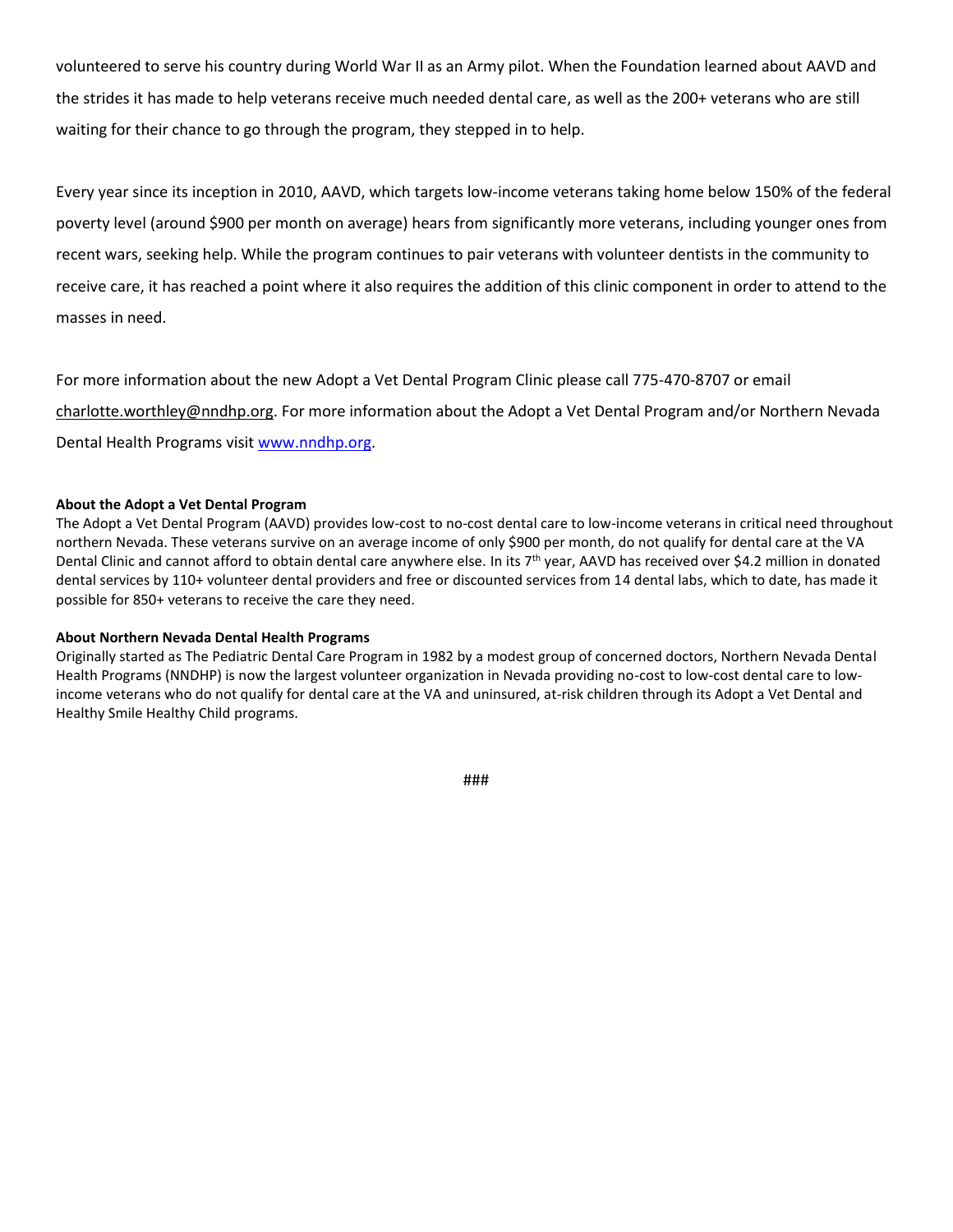volunteered to serve his country during World War II as an Army pilot. When the Foundation learned about AAVD and the strides it has made to help veterans receive much needed dental care, as well as the 200+ veterans who are still waiting for their chance to go through the program, they stepped in to help.

Every year since its inception in 2010, AAVD, which targets low-income veterans taking home below 150% of the federal poverty level (around $900 per month on average) hears from significantly more veterans, including younger ones from recent wars, seeking help. While the program continues to pair veterans with volunteer dentists in the community to receive care, it has reached a point where it also requires the addition of this clinic component in order to attend to the masses in need.

For more information about the new Adopt a Vet Dental Program Clinic please call 775-470-8707 or email charlotte.worthley@nndhp.org. For more information about the Adopt a Vet Dental Program and/or Northern Nevada Dental Health Programs visit www.nndhp.org.

**About the Adopt a Vet Dental Program**

The Adopt a Vet Dental Program (AAVD) provides low-cost to no-cost dental care to low-income veterans in critical need throughout northern Nevada. These veterans survive on an average income of only $900 per month, do not qualify for dental care at the VA Dental Clinic and cannot afford to obtain dental care anywhere else. In its 7th year, AAVD has received over $4.2 million in donated dental services by 110+ volunteer dental providers and free or discounted services from 14 dental labs, which to date, has made it possible for 850+ veterans to receive the care they need.

**About Northern Nevada Dental Health Programs**

Originally started as The Pediatric Dental Care Program in 1982 by a modest group of concerned doctors, Northern Nevada Dental Health Programs (NNDHP) is now the largest volunteer organization in Nevada providing no-cost to low-cost dental care to low-income veterans who do not qualify for dental care at the VA and uninsured, at-risk children through its Adopt a Vet Dental and Healthy Smile Healthy Child programs.

###